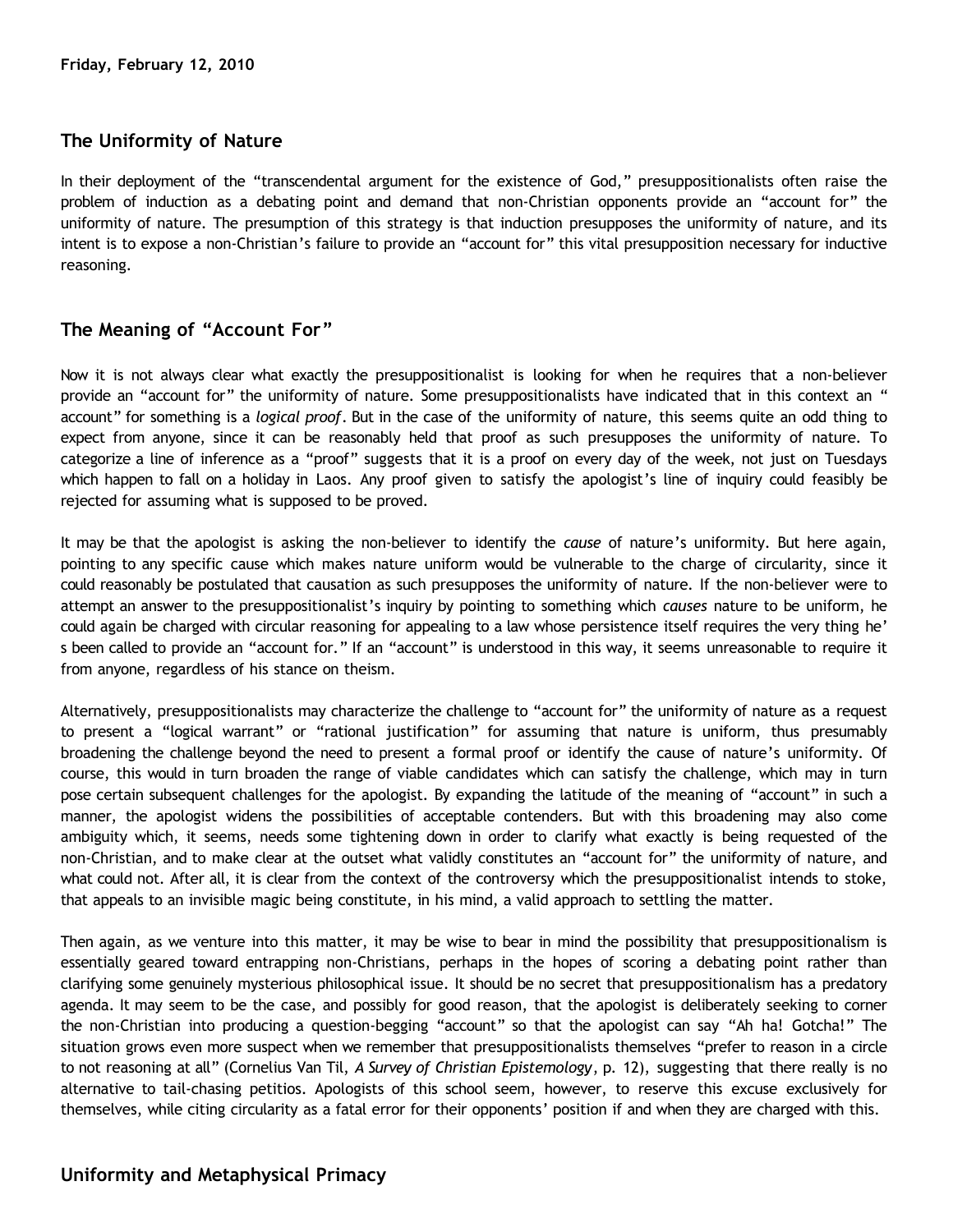**Friday, February 12, 2010**

## The Uniformity of Nature

In their deployment of the "transcendental argument for the existence of God," presuppositionalists often raise the problem of induction as a debating point and demand that non-Christian opponents provide an "account for" the uniformity of nature. The presumption of this strategy is that induction presupposes the uniformity of nature, and its intent is to expose a non-Christian's failure to provide an "account for" this vital presupposition necessary for inductive reasoning.

## The Meaning of "Account For"

Now it is not always clear what exactly the presuppositionalist is looking for when he requires that a non-believer provide an "account for" the uniformity of nature. Some presuppositionalists have indicated that in this context an " account" for something is a *logical proof*. But in the case of the uniformity of nature, this seems quite an odd thing to expect from anyone, since it can be reasonably held that proof as such presupposes the uniformity of nature. To categorize a line of inference as a "proof" suggests that it is a proof on every day of the week, not just on Tuesdays which happen to fall on a holiday in Laos. Any proof given to satisfy the apologist's line of inquiry could feasibly be rejected for assuming what is supposed to be proved.

It may be that the apologist is asking the non-believer to identify the *cause* of nature's uniformity. But here again, pointing to any specific cause which makes nature uniform would be vulnerable to the charge of circularity, since it could reasonably be postulated that causation as such presupposes the uniformity of nature. If the non-believer were to attempt an answer to the presuppositionalist's inquiry by pointing to something which *causes* nature to be uniform, he could again be charged with circular reasoning for appealing to a law whose persistence itself requires the very thing he' s been called to provide an "account for." If an "account" is understood in this way, it seems unreasonable to require it from anyone, regardless of his stance on theism.

Alternatively, presuppositionalists may characterize the challenge to "account for" the uniformity of nature as a request to present a "logical warrant" or "rational justification" for assuming that nature is uniform, thus presumably broadening the challenge beyond the need to present a formal proof or identify the cause of nature's uniformity. Of course, this would in turn broaden the range of viable candidates which can satisfy the challenge, which may in turn pose certain subsequent challenges for the apologist. By expanding the latitude of the meaning of "account" in such a manner, the apologist widens the possibilities of acceptable contenders. But with this broadening may also come ambiguity which, it seems, needs some tightening down in order to clarify what exactly is being requested of the non-Christian, and to make clear at the outset what validly constitutes an "account for" the uniformity of nature, and what could not. After all, it is clear from the context of the controversy which the presuppositionalist intends to stoke, that appeals to an invisible magic being constitute, in his mind, a valid approach to settling the matter.

Then again, as we venture into this matter, it may be wise to bear in mind the possibility that presuppositionalism is essentially geared toward entrapping non-Christians, perhaps in the hopes of scoring a debating point rather than clarifying some genuinely mysterious philosophical issue. It should be no secret that presuppositionalism has a predatory agenda. It may seem to be the case, and possibly for good reason, that the apologist is deliberately seeking to corner the non-Christian into producing a question-begging "account" so that the apologist can say "Ah ha! Gotcha!" The situation grows even more suspect when we remember that presuppositionalists themselves "prefer to reason in a circle to not reasoning at all" (Cornelius Van Til, *A Survey of Christian Epistemology*, p. 12), suggesting that there really is no alternative to tail-chasing petitios. Apologists of this school seem, however, to reserve this excuse exclusively for themselves, while citing circularity as a fatal error for their opponents' position if and when they are charged with this.

## Uniformity and Metaphysical Primacy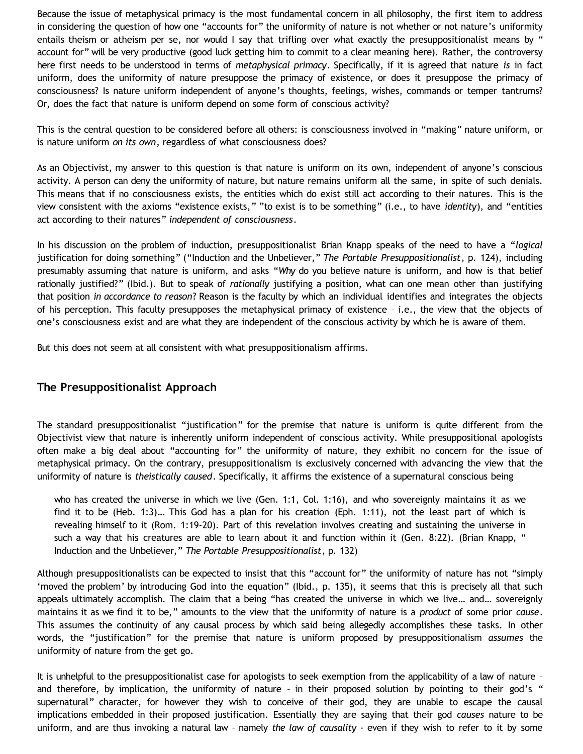Because the issue of metaphysical primacy is the most fundamental concern in all philosophy, the first item to address in considering the question of how one "accounts for" the uniformity of nature is not whether or not nature's uniformity entails theism or atheism per se, nor would I say that trifling over what exactly the presuppositionalist means by " account for" will be very productive (good luck getting him to commit to a clear meaning here). Rather, the controversy here first needs to be understood in terms of *metaphysical primacy*. Specifically, if it is agreed that nature *is* in fact uniform, does the uniformity of nature presuppose the primacy of existence, or does it presuppose the primacy of consciousness? Is nature uniform independent of anyone's thoughts, feelings, wishes, commands or temper tantrums? Or, does the fact that nature is uniform depend on some form of conscious activity?

This is the central question to be considered before all others: is consciousness involved in "making" nature uniform, or is nature uniform *on its own*, regardless of what consciousness does?

As an Objectivist, my answer to this question is that nature is uniform on its own, independent of anyone's conscious activity. A person can deny the uniformity of nature, but nature remains uniform all the same, in spite of such denials. This means that if no consciousness exists, the entities which do exist still act according to their natures. This is the view consistent with the axioms "existence exists," "to exist is to be something" (i.e., to have *identity*), and "entities act according to their natures" *independent of consciousness*.

In his discussion on the problem of induction, presuppositionalist Brian Knapp speaks of the need to have a "*logical* justification for doing something" ("Induction and the Unbeliever," *The Portable Presuppositionalist*, p. 124), including presumably assuming that nature is uniform, and asks "*Why* do you believe nature is uniform, and how is that belief rationally justified?" (Ibid.). But to speak of *rationally* justifying a position, what can one mean other than justifying that position *in accordance to reason*? Reason is the faculty by which an individual identifies and integrates the objects of his perception. This faculty presupposes the metaphysical primacy of existence – i.e., the view that the objects of one's consciousness exist and are what they are independent of the conscious activity by which he is aware of them.

But this does not seem at all consistent with what presuppositionalism affirms.

## The Presuppositionalist Approach

The standard presuppositionalist "justification" for the premise that nature is uniform is quite different from the Objectivist view that nature is inherently uniform independent of conscious activity. While presuppositional apologists often make a big deal about "accounting for" the uniformity of nature, they exhibit no concern for the issue of metaphysical primacy. On the contrary, presuppositionalism is exclusively concerned with advancing the view that the uniformity of nature is *theistically caused*. Specifically, it affirms the existence of a supernatural conscious being

> who has created the universe in which we live (Gen. 1:1, Col. 1:16), and who sovereignly maintains it as we find it to be (Heb. 1:3)… This God has a plan for his creation (Eph. 1:11), not the least part of which is revealing himself to it (Rom. 1:19-20). Part of this revelation involves creating and sustaining the universe in such a way that his creatures are able to learn about it and function within it (Gen. 8:22). (Brian Knapp, " Induction and the Unbeliever," *The Portable Presuppositionalist*, p. 132)

Although presuppositionalists can be expected to insist that this "account for" the uniformity of nature has not "simply 'moved the problem' by introducing God into the equation" (Ibid., p. 135), it seems that this is precisely all that such appeals ultimately accomplish. The claim that a being "has created the universe in which we live… and… sovereignly maintains it as we find it to be," amounts to the view that the uniformity of nature is a *product* of some prior *cause*. This assumes the continuity of any causal process by which said being allegedly accomplishes these tasks. In other words, the "justification" for the premise that nature is uniform proposed by presuppositionalism *assumes* the uniformity of nature from the get go.

It is unhelpful to the presuppositionalist case for apologists to seek exemption from the applicability of a law of nature – and therefore, by implication, the uniformity of nature – in their proposed solution by pointing to their god's " supernatural" character, for however they wish to conceive of their god, they are unable to escape the causal implications embedded in their proposed justification. Essentially they are saying that their god *causes* nature to be uniform, and are thus invoking a natural law – namely *the law of causality* - even if they wish to refer to it by some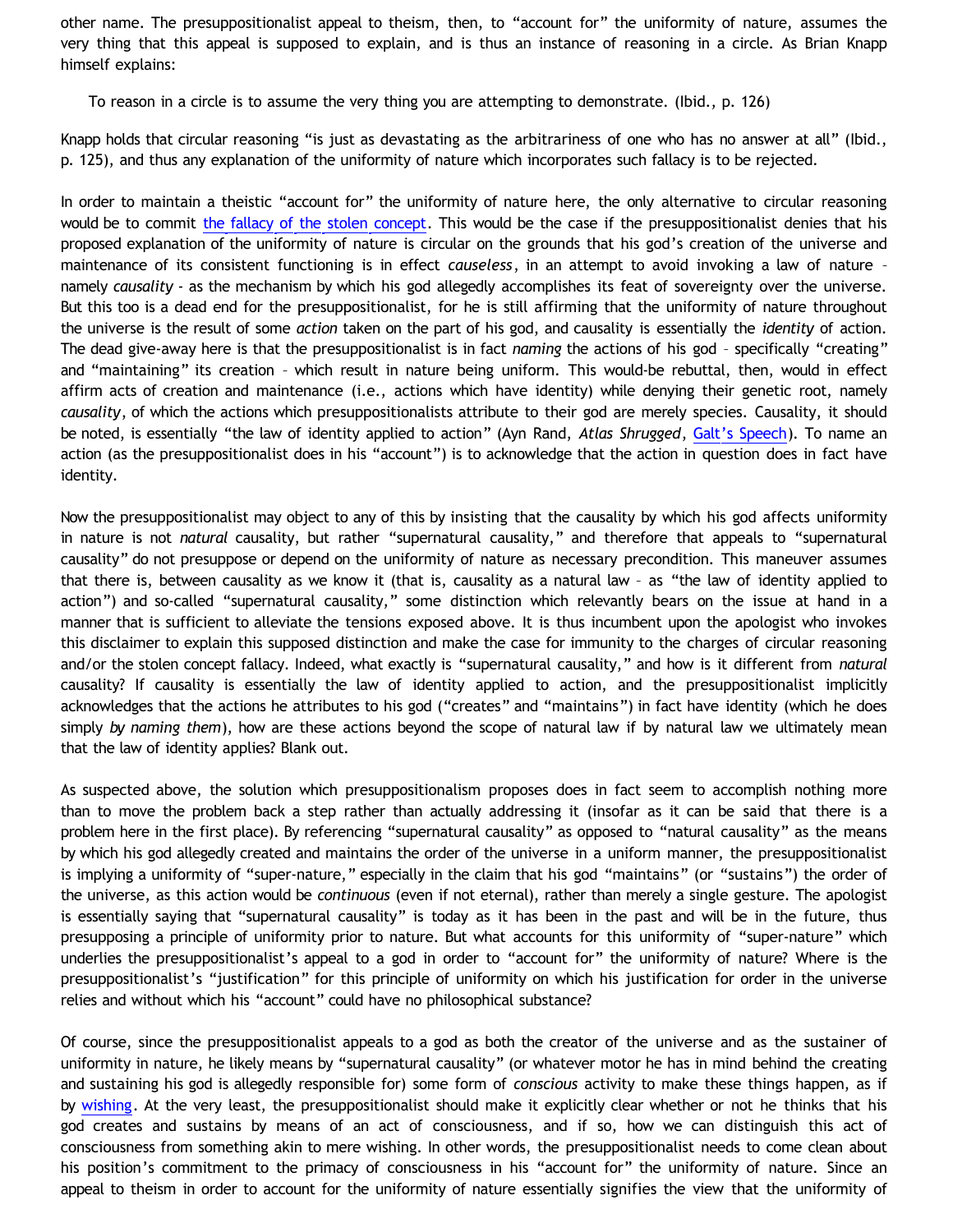other name. The presuppositionalist appeal to theism, then, to "account for" the uniformity of nature, assumes the very thing that this appeal is supposed to explain, and is thus an instance of reasoning in a circle. As Brian Knapp himself explains:

> To reason in a circle is to assume the very thing you are attempting to demonstrate. (Ibid., p. 126)

Knapp holds that circular reasoning "is just as devastating as the arbitrariness of one who has no answer at all" (Ibid., p. 125), and thus any explanation of the uniformity of nature which incorporates such fallacy is to be rejected.

In order to maintain a theistic "account for" the uniformity of nature here, the only alternative to circular reasoning would be to commit the fallacy of the stolen concept. This would be the case if the presuppositionalist denies that his proposed explanation of the uniformity of nature is circular on the grounds that his god's creation of the universe and maintenance of its consistent functioning is in effect *causeless*, in an attempt to avoid invoking a law of nature – namely *causality* - as the mechanism by which his god allegedly accomplishes its feat of sovereignty over the universe. But this too is a dead end for the presuppositionalist, for he is still affirming that the uniformity of nature throughout the universe is the result of some *action* taken on the part of his god, and causality is essentially the *identity* of action. The dead give-away here is that the presuppositionalist is in fact *naming* the actions of his god – specifically "creating" and "maintaining" its creation – which result in nature being uniform. This would-be rebuttal, then, would in effect affirm acts of creation and maintenance (i.e., actions which have identity) while denying their genetic root, namely *causality*, of which the actions which presuppositionalists attribute to their god are merely species. Causality, it should be noted, is essentially "the law of identity applied to action" (Ayn Rand, *Atlas Shrugged*, Galt's Speech). To name an action (as the presuppositionalist does in his "account") is to acknowledge that the action in question does in fact have identity.

Now the presuppositionalist may object to any of this by insisting that the causality by which his god affects uniformity in nature is not *natural* causality, but rather "supernatural causality," and therefore that appeals to "supernatural causality" do not presuppose or depend on the uniformity of nature as necessary precondition. This maneuver assumes that there is, between causality as we know it (that is, causality as a natural law – as "the law of identity applied to action") and so-called "supernatural causality," some distinction which relevantly bears on the issue at hand in a manner that is sufficient to alleviate the tensions exposed above. It is thus incumbent upon the apologist who invokes this disclaimer to explain this supposed distinction and make the case for immunity to the charges of circular reasoning and/or the stolen concept fallacy. Indeed, what exactly is "supernatural causality," and how is it different from *natural* causality? If causality is essentially the law of identity applied to action, and the presuppositionalist implicitly acknowledges that the actions he attributes to his god ("creates" and "maintains") in fact have identity (which he does simply *by naming them*), how are these actions beyond the scope of natural law if by natural law we ultimately mean that the law of identity applies? Blank out.

As suspected above, the solution which presuppositionalism proposes does in fact seem to accomplish nothing more than to move the problem back a step rather than actually addressing it (insofar as it can be said that there is a problem here in the first place). By referencing "supernatural causality" as opposed to "natural causality" as the means by which his god allegedly created and maintains the order of the universe in a uniform manner, the presuppositionalist is implying a uniformity of "super-nature," especially in the claim that his god "maintains" (or "sustains") the order of the universe, as this action would be *continuous* (even if not eternal), rather than merely a single gesture. The apologist is essentially saying that "supernatural causality" is today as it has been in the past and will be in the future, thus presupposing a principle of uniformity prior to nature. But what accounts for this uniformity of "super-nature" which underlies the presuppositionalist's appeal to a god in order to "account for" the uniformity of nature? Where is the presuppositionalist's "justification" for this principle of uniformity on which his justification for order in the universe relies and without which his "account" could have no philosophical substance?

Of course, since the presuppositionalist appeals to a god as both the creator of the universe and as the sustainer of uniformity in nature, he likely means by "supernatural causality" (or whatever motor he has in mind behind the creating and sustaining his god is allegedly responsible for) some form of *conscious* activity to make these things happen, as if by wishing. At the very least, the presuppositionalist should make it explicitly clear whether or not he thinks that his god creates and sustains by means of an act of consciousness, and if so, how we can distinguish this act of consciousness from something akin to mere wishing. In other words, the presuppositionalist needs to come clean about his position's commitment to the primacy of consciousness in his "account for" the uniformity of nature. Since an appeal to theism in order to account for the uniformity of nature essentially signifies the view that the uniformity of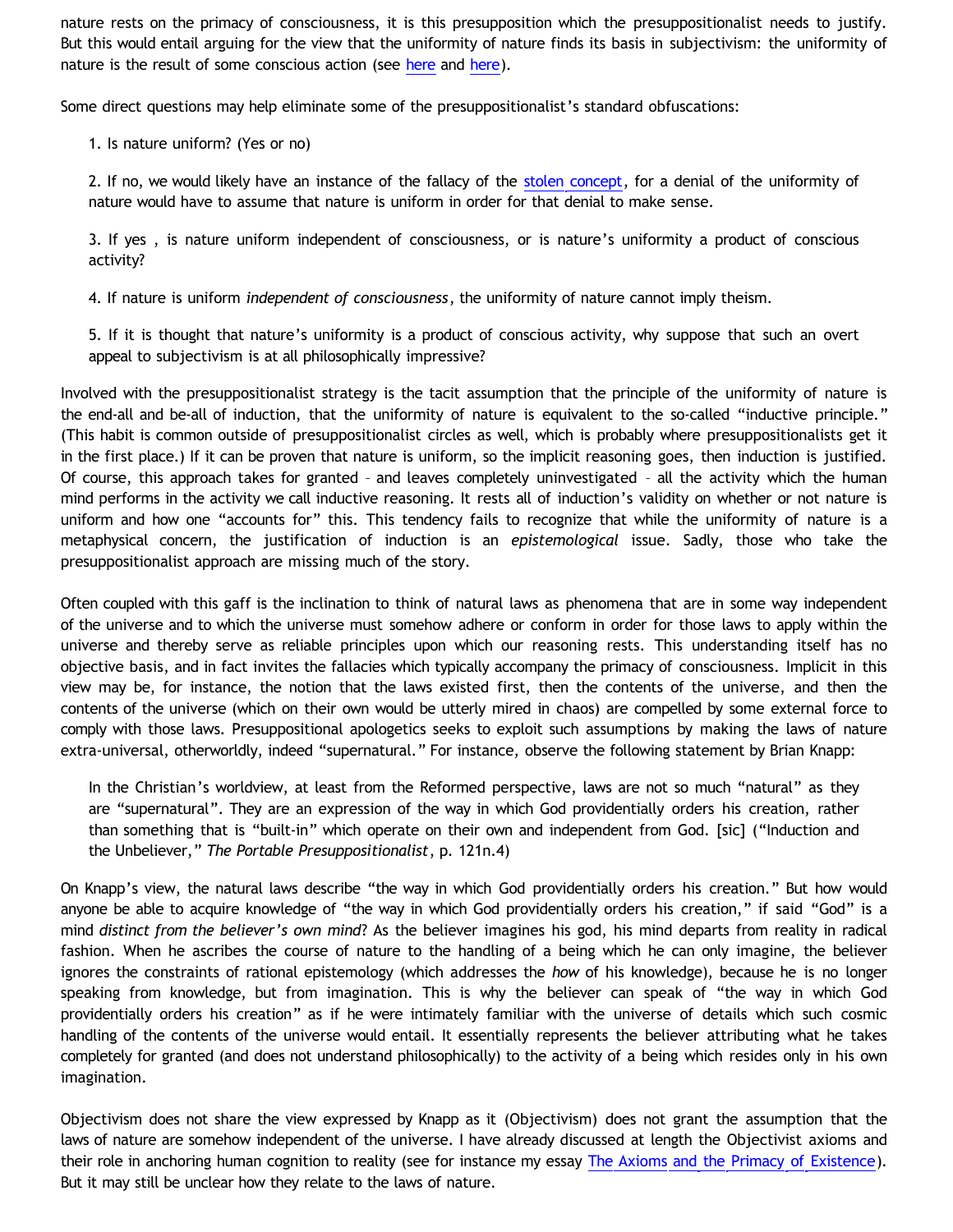nature rests on the primacy of consciousness, it is this presupposition which the presuppositionalist needs to justify. But this would entail arguing for the view that the uniformity of nature finds its basis in subjectivism: the uniformity of nature is the result of some conscious action (see here and here).

Some direct questions may help eliminate some of the presuppositionalist's standard obfuscations:

> 1. Is nature uniform? (Yes or no)
>
> 2. If no, we would likely have an instance of the fallacy of the stolen concept, for a denial of the uniformity of nature would have to assume that nature is uniform in order for that denial to make sense.
>
> 3. If yes , is nature uniform independent of consciousness, or is nature's uniformity a product of conscious activity?
>
> 4. If nature is uniform *independent of consciousness*, the uniformity of nature cannot imply theism.
>
> 5. If it is thought that nature's uniformity is a product of conscious activity, why suppose that such an overt appeal to subjectivism is at all philosophically impressive?

Involved with the presuppositionalist strategy is the tacit assumption that the principle of the uniformity of nature is the end-all and be-all of induction, that the uniformity of nature is equivalent to the so-called "inductive principle." (This habit is common outside of presuppositionalist circles as well, which is probably where presuppositionalists get it in the first place.) If it can be proven that nature is uniform, so the implicit reasoning goes, then induction is justified. Of course, this approach takes for granted – and leaves completely uninvestigated – all the activity which the human mind performs in the activity we call inductive reasoning. It rests all of induction's validity on whether or not nature is uniform and how one "accounts for" this. This tendency fails to recognize that while the uniformity of nature is a metaphysical concern, the justification of induction is an *epistemological* issue. Sadly, those who take the presuppositionalist approach are missing much of the story.

Often coupled with this gaff is the inclination to think of natural laws as phenomena that are in some way independent of the universe and to which the universe must somehow adhere or conform in order for those laws to apply within the universe and thereby serve as reliable principles upon which our reasoning rests. This understanding itself has no objective basis, and in fact invites the fallacies which typically accompany the primacy of consciousness. Implicit in this view may be, for instance, the notion that the laws existed first, then the contents of the universe, and then the contents of the universe (which on their own would be utterly mired in chaos) are compelled by some external force to comply with those laws. Presuppositional apologetics seeks to exploit such assumptions by making the laws of nature extra-universal, otherworldly, indeed "supernatural." For instance, observe the following statement by Brian Knapp:

> In the Christian's worldview, at least from the Reformed perspective, laws are not so much "natural" as they are "supernatural". They are an expression of the way in which God providentially orders his creation, rather than something that is "built-in" which operate on their own and independent from God. [sic] ("Induction and the Unbeliever," *The Portable Presuppositionalist*, p. 121n.4)

On Knapp's view, the natural laws describe "the way in which God providentially orders his creation." But how would anyone be able to acquire knowledge of "the way in which God providentially orders his creation," if said "God" is a mind *distinct from the believer's own mind*? As the believer imagines his god, his mind departs from reality in radical fashion. When he ascribes the course of nature to the handling of a being which he can only imagine, the believer ignores the constraints of rational epistemology (which addresses the *how* of his knowledge), because he is no longer speaking from knowledge, but from imagination. This is why the believer can speak of "the way in which God providentially orders his creation" as if he were intimately familiar with the universe of details which such cosmic handling of the contents of the universe would entail. It essentially represents the believer attributing what he takes completely for granted (and does not understand philosophically) to the activity of a being which resides only in his own imagination.

Objectivism does not share the view expressed by Knapp as it (Objectivism) does not grant the assumption that the laws of nature are somehow independent of the universe. I have already discussed at length the Objectivist axioms and their role in anchoring human cognition to reality (see for instance my essay The Axioms and the Primacy of Existence). But it may still be unclear how they relate to the laws of nature.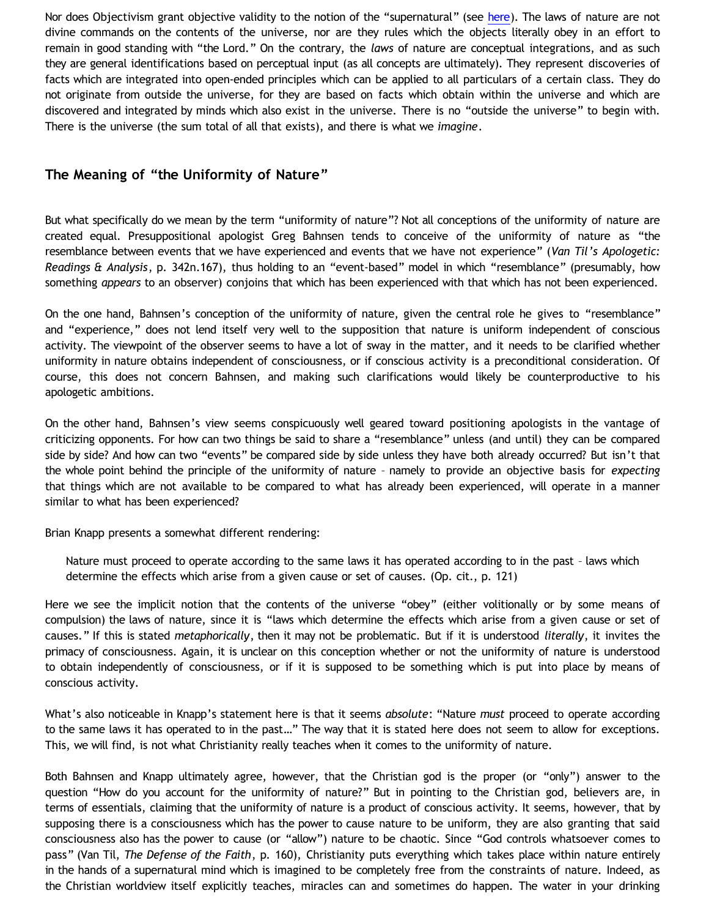Nor does Objectivism grant objective validity to the notion of the "supernatural" (see here). The laws of nature are not divine commands on the contents of the universe, nor are they rules which the objects literally obey in an effort to remain in good standing with "the Lord." On the contrary, the *laws* of nature are conceptual integrations, and as such they are general identifications based on perceptual input (as all concepts are ultimately). They represent discoveries of facts which are integrated into open-ended principles which can be applied to all particulars of a certain class. They do not originate from outside the universe, for they are based on facts which obtain within the universe and which are discovered and integrated by minds which also exist in the universe. There is no "outside the universe" to begin with. There is the universe (the sum total of all that exists), and there is what we *imagine*.

## The Meaning of "the Uniformity of Nature"

But what specifically do we mean by the term "uniformity of nature"? Not all conceptions of the uniformity of nature are created equal. Presuppositional apologist Greg Bahnsen tends to conceive of the uniformity of nature as "the resemblance between events that we have experienced and events that we have not experience" (*Van Til's Apologetic: Readings & Analysis*, p. 342n.167), thus holding to an "event-based" model in which "resemblance" (presumably, how something *appears* to an observer) conjoins that which has been experienced with that which has not been experienced.

On the one hand, Bahnsen's conception of the uniformity of nature, given the central role he gives to "resemblance" and "experience," does not lend itself very well to the supposition that nature is uniform independent of conscious activity. The viewpoint of the observer seems to have a lot of sway in the matter, and it needs to be clarified whether uniformity in nature obtains independent of consciousness, or if conscious activity is a preconditional consideration. Of course, this does not concern Bahnsen, and making such clarifications would likely be counterproductive to his apologetic ambitions.

On the other hand, Bahnsen's view seems conspicuously well geared toward positioning apologists in the vantage of criticizing opponents. For how can two things be said to share a "resemblance" unless (and until) they can be compared side by side? And how can two "events" be compared side by side unless they have both already occurred? But isn't that the whole point behind the principle of the uniformity of nature – namely to provide an objective basis for *expecting* that things which are not available to be compared to what has already been experienced, will operate in a manner similar to what has been experienced?

Brian Knapp presents a somewhat different rendering:

> Nature must proceed to operate according to the same laws it has operated according to in the past – laws which determine the effects which arise from a given cause or set of causes. (Op. cit., p. 121)

Here we see the implicit notion that the contents of the universe "obey" (either volitionally or by some means of compulsion) the laws of nature, since it is "laws which determine the effects which arise from a given cause or set of causes." If this is stated *metaphorically*, then it may not be problematic. But if it is understood *literally*, it invites the primacy of consciousness. Again, it is unclear on this conception whether or not the uniformity of nature is understood to obtain independently of consciousness, or if it is supposed to be something which is put into place by means of conscious activity.

What's also noticeable in Knapp's statement here is that it seems *absolute*: "Nature *must* proceed to operate according to the same laws it has operated to in the past…" The way that it is stated here does not seem to allow for exceptions. This, we will find, is not what Christianity really teaches when it comes to the uniformity of nature.

Both Bahnsen and Knapp ultimately agree, however, that the Christian god is the proper (or "only") answer to the question "How do you account for the uniformity of nature?" But in pointing to the Christian god, believers are, in terms of essentials, claiming that the uniformity of nature is a product of conscious activity. It seems, however, that by supposing there is a consciousness which has the power to cause nature to be uniform, they are also granting that said consciousness also has the power to cause (or "allow") nature to be chaotic. Since "God controls whatsoever comes to pass" (Van Til, *The Defense of the Faith*, p. 160), Christianity puts everything which takes place within nature entirely in the hands of a supernatural mind which is imagined to be completely free from the constraints of nature. Indeed, as the Christian worldview itself explicitly teaches, miracles can and sometimes do happen. The water in your drinking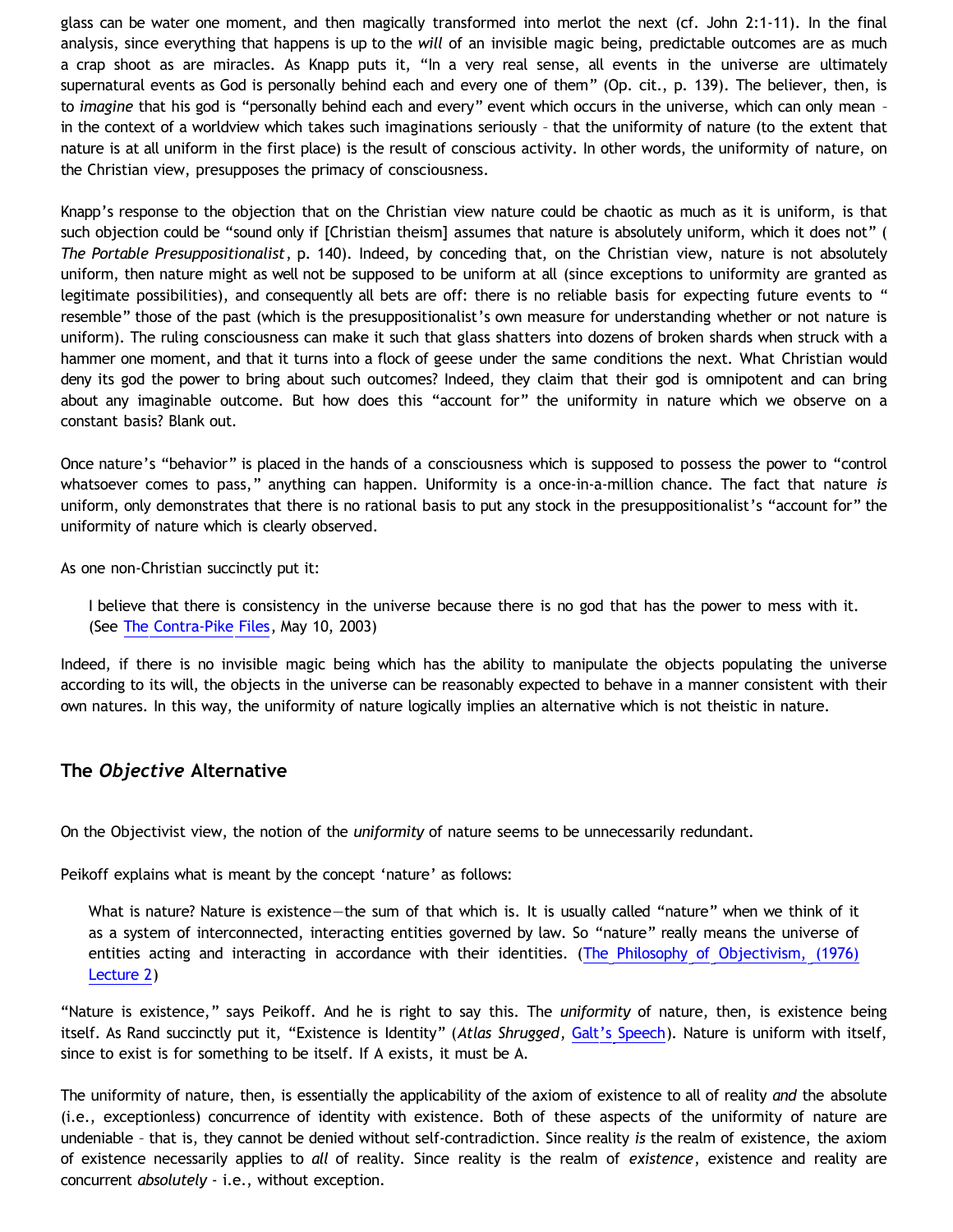glass can be water one moment, and then magically transformed into merlot the next (cf. John 2:1-11). In the final analysis, since everything that happens is up to the *will* of an invisible magic being, predictable outcomes are as much a crap shoot as are miracles. As Knapp puts it, "In a very real sense, all events in the universe are ultimately supernatural events as God is personally behind each and every one of them" (Op. cit., p. 139). The believer, then, is to *imagine* that his god is "personally behind each and every" event which occurs in the universe, which can only mean – in the context of a worldview which takes such imaginations seriously – that the uniformity of nature (to the extent that nature is at all uniform in the first place) is the result of conscious activity. In other words, the uniformity of nature, on the Christian view, presupposes the primacy of consciousness.

Knapp's response to the objection that on the Christian view nature could be chaotic as much as it is uniform, is that such objection could be "sound only if [Christian theism] assumes that nature is absolutely uniform, which it does not" (*The Portable Presuppositionalist*, p. 140). Indeed, by conceding that, on the Christian view, nature is not absolutely uniform, then nature might as well not be supposed to be uniform at all (since exceptions to uniformity are granted as legitimate possibilities), and consequently all bets are off: there is no reliable basis for expecting future events to " resemble" those of the past (which is the presuppositionalist's own measure for understanding whether or not nature is uniform). The ruling consciousness can make it such that glass shatters into dozens of broken shards when struck with a hammer one moment, and that it turns into a flock of geese under the same conditions the next. What Christian would deny its god the power to bring about such outcomes? Indeed, they claim that their god is omnipotent and can bring about any imaginable outcome. But how does this "account for" the uniformity in nature which we observe on a constant basis? Blank out.

Once nature's "behavior" is placed in the hands of a consciousness which is supposed to possess the power to "control whatsoever comes to pass," anything can happen. Uniformity is a once-in-a-million chance. The fact that nature *is* uniform, only demonstrates that there is no rational basis to put any stock in the presuppositionalist's "account for" the uniformity of nature which is clearly observed.

As one non-Christian succinctly put it:

> I believe that there is consistency in the universe because there is no god that has the power to mess with it. (See The Contra-Pike Files, May 10, 2003)

Indeed, if there is no invisible magic being which has the ability to manipulate the objects populating the universe according to its will, the objects in the universe can be reasonably expected to behave in a manner consistent with their own natures. In this way, the uniformity of nature logically implies an alternative which is not theistic in nature.

## The *Objective* Alternative

On the Objectivist view, the notion of the *uniformity* of nature seems to be unnecessarily redundant.

Peikoff explains what is meant by the concept 'nature' as follows:

> What is nature? Nature is existence—the sum of that which is. It is usually called "nature" when we think of it as a system of interconnected, interacting entities governed by law. So "nature" really means the universe of entities acting and interacting in accordance with their identities. (The Philosophy of Objectivism, (1976) Lecture 2)

"Nature is existence," says Peikoff. And he is right to say this. The *uniformity* of nature, then, is existence being itself. As Rand succinctly put it, "Existence is Identity" (*Atlas Shrugged*, Galt's Speech). Nature is uniform with itself, since to exist is for something to be itself. If A exists, it must be A.

The uniformity of nature, then, is essentially the applicability of the axiom of existence to all of reality *and* the absolute (i.e., exceptionless) concurrence of identity with existence. Both of these aspects of the uniformity of nature are undeniable – that is, they cannot be denied without self-contradiction. Since reality *is* the realm of existence, the axiom of existence necessarily applies to *all* of reality. Since reality is the realm of *existence*, existence and reality are concurrent *absolutely* - i.e., without exception.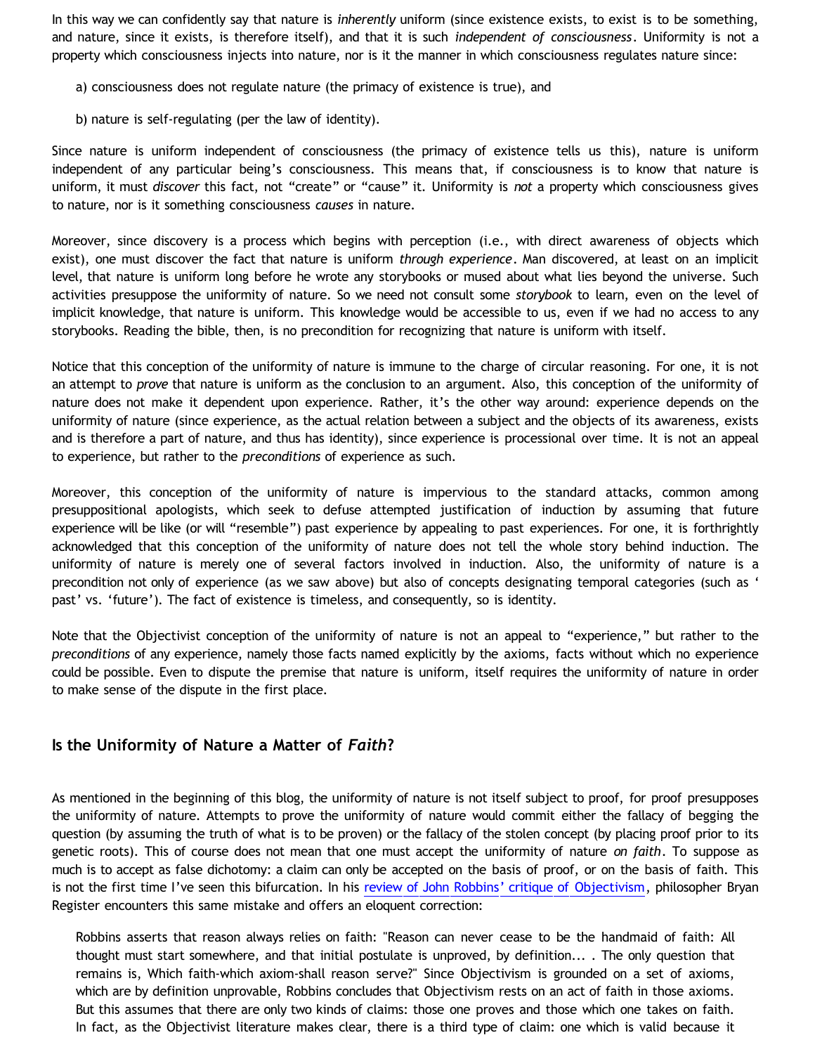In this way we can confidently say that nature is *inherently* uniform (since existence exists, to exist is to be something, and nature, since it exists, is therefore itself), and that it is such *independent of consciousness*. Uniformity is not a property which consciousness injects into nature, nor is it the manner in which consciousness regulates nature since:

a) consciousness does not regulate nature (the primacy of existence is true), and

b) nature is self-regulating (per the law of identity).

Since nature is uniform independent of consciousness (the primacy of existence tells us this), nature is uniform independent of any particular being's consciousness. This means that, if consciousness is to know that nature is uniform, it must *discover* this fact, not "create" or "cause" it. Uniformity is *not* a property which consciousness gives to nature, nor is it something consciousness *causes* in nature.

Moreover, since discovery is a process which begins with perception (i.e., with direct awareness of objects which exist), one must discover the fact that nature is uniform *through experience*. Man discovered, at least on an implicit level, that nature is uniform long before he wrote any storybooks or mused about what lies beyond the universe. Such activities presuppose the uniformity of nature. So we need not consult some *storybook* to learn, even on the level of implicit knowledge, that nature is uniform. This knowledge would be accessible to us, even if we had no access to any storybooks. Reading the bible, then, is no precondition for recognizing that nature is uniform with itself.

Notice that this conception of the uniformity of nature is immune to the charge of circular reasoning. For one, it is not an attempt to *prove* that nature is uniform as the conclusion to an argument. Also, this conception of the uniformity of nature does not make it dependent upon experience. Rather, it's the other way around: experience depends on the uniformity of nature (since experience, as the actual relation between a subject and the objects of its awareness, exists and is therefore a part of nature, and thus has identity), since experience is processional over time. It is not an appeal to experience, but rather to the *preconditions* of experience as such.

Moreover, this conception of the uniformity of nature is impervious to the standard attacks, common among presuppositional apologists, which seek to defuse attempted justification of induction by assuming that future experience will be like (or will "resemble") past experience by appealing to past experiences. For one, it is forthrightly acknowledged that this conception of the uniformity of nature does not tell the whole story behind induction. The uniformity of nature is merely one of several factors involved in induction. Also, the uniformity of nature is a precondition not only of experience (as we saw above) but also of concepts designating temporal categories (such as 'past' vs. 'future'). The fact of existence is timeless, and consequently, so is identity.

Note that the Objectivist conception of the uniformity of nature is not an appeal to "experience," but rather to the *preconditions* of any experience, namely those facts named explicitly by the axioms, facts without which no experience could be possible. Even to dispute the premise that nature is uniform, itself requires the uniformity of nature in order to make sense of the dispute in the first place.

## Is the Uniformity of Nature a Matter of *Faith*?

As mentioned in the beginning of this blog, the uniformity of nature is not itself subject to proof, for proof presupposes the uniformity of nature. Attempts to prove the uniformity of nature would commit either the fallacy of begging the question (by assuming the truth of what is to be proven) or the fallacy of the stolen concept (by placing proof prior to its genetic roots). This of course does not mean that one must accept the uniformity of nature *on faith*. To suppose as much is to accept as false dichotomy: a claim can only be accepted on the basis of proof, or on the basis of faith. This is not the first time I've seen this bifurcation. In his review of John Robbins' critique of Objectivism, philosopher Bryan Register encounters this same mistake and offers an eloquent correction:

> Robbins asserts that reason always relies on faith: "Reason can never cease to be the handmaid of faith: All thought must start somewhere, and that initial postulate is unproved, by definition... . The only question that remains is, Which faith-which axiom-shall reason serve?" Since Objectivism is grounded on a set of axioms, which are by definition unprovable, Robbins concludes that Objectivism rests on an act of faith in those axioms. But this assumes that there are only two kinds of claims: those one proves and those which one takes on faith. In fact, as the Objectivist literature makes clear, there is a third type of claim: one which is valid because it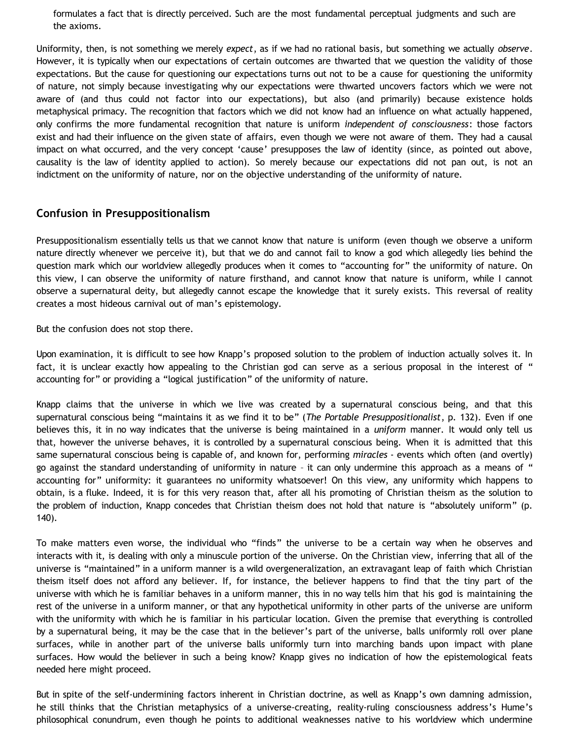formulates a fact that is directly perceived. Such are the most fundamental perceptual judgments and such are the axioms.

Uniformity, then, is not something we merely *expect*, as if we had no rational basis, but something we actually *observe*. However, it is typically when our expectations of certain outcomes are thwarted that we question the validity of those expectations. But the cause for questioning our expectations turns out not to be a cause for questioning the uniformity of nature, not simply because investigating why our expectations were thwarted uncovers factors which we were not aware of (and thus could not factor into our expectations), but also (and primarily) because existence holds metaphysical primacy. The recognition that factors which we did not know had an influence on what actually happened, only confirms the more fundamental recognition that nature is uniform *independent of consciousness*: those factors exist and had their influence on the given state of affairs, even though we were not aware of them. They had a causal impact on what occurred, and the very concept 'cause' presupposes the law of identity (since, as pointed out above, causality is the law of identity applied to action). So merely because our expectations did not pan out, is not an indictment on the uniformity of nature, nor on the objective understanding of the uniformity of nature.

## Confusion in Presuppositionalism

Presuppositionalism essentially tells us that we cannot know that nature is uniform (even though we observe a uniform nature directly whenever we perceive it), but that we do and cannot fail to know a god which allegedly lies behind the question mark which our worldview allegedly produces when it comes to "accounting for" the uniformity of nature. On this view, I can observe the uniformity of nature firsthand, and cannot know that nature is uniform, while I cannot observe a supernatural deity, but allegedly cannot escape the knowledge that it surely exists. This reversal of reality creates a most hideous carnival out of man's epistemology.

But the confusion does not stop there.

Upon examination, it is difficult to see how Knapp's proposed solution to the problem of induction actually solves it. In fact, it is unclear exactly how appealing to the Christian god can serve as a serious proposal in the interest of " accounting for" or providing a "logical justification" of the uniformity of nature.

Knapp claims that the universe in which we live was created by a supernatural conscious being, and that this supernatural conscious being "maintains it as we find it to be" (*The Portable Presuppositionalist*, p. 132). Even if one believes this, it in no way indicates that the universe is being maintained in a *uniform* manner. It would only tell us that, however the universe behaves, it is controlled by a supernatural conscious being. When it is admitted that this same supernatural conscious being is capable of, and known for, performing *miracles* - events which often (and overtly) go against the standard understanding of uniformity in nature – it can only undermine this approach as a means of " accounting for" uniformity: it guarantees no uniformity whatsoever! On this view, any uniformity which happens to obtain, is a fluke. Indeed, it is for this very reason that, after all his promoting of Christian theism as the solution to the problem of induction, Knapp concedes that Christian theism does not hold that nature is "absolutely uniform" (p. 140).

To make matters even worse, the individual who "finds" the universe to be a certain way when he observes and interacts with it, is dealing with only a minuscule portion of the universe. On the Christian view, inferring that all of the universe is "maintained" in a uniform manner is a wild overgeneralization, an extravagant leap of faith which Christian theism itself does not afford any believer. If, for instance, the believer happens to find that the tiny part of the universe with which he is familiar behaves in a uniform manner, this in no way tells him that his god is maintaining the rest of the universe in a uniform manner, or that any hypothetical uniformity in other parts of the universe are uniform with the uniformity with which he is familiar in his particular location. Given the premise that everything is controlled by a supernatural being, it may be the case that in the believer's part of the universe, balls uniformly roll over plane surfaces, while in another part of the universe balls uniformly turn into marching bands upon impact with plane surfaces. How would the believer in such a being know? Knapp gives no indication of how the epistemological feats needed here might proceed.

But in spite of the self-undermining factors inherent in Christian doctrine, as well as Knapp's own damning admission, he still thinks that the Christian metaphysics of a universe-creating, reality-ruling consciousness address's Hume's philosophical conundrum, even though he points to additional weaknesses native to his worldview which undermine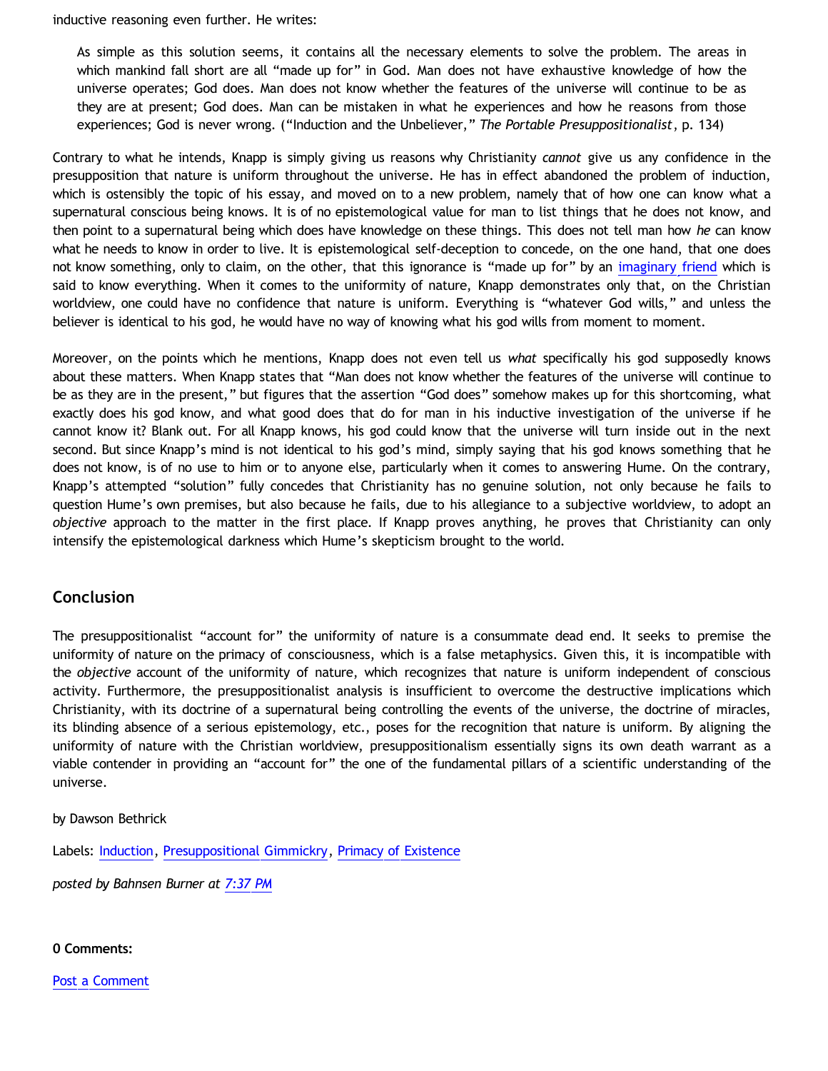inductive reasoning even further. He writes:

> As simple as this solution seems, it contains all the necessary elements to solve the problem. The areas in which mankind fall short are all "made up for" in God. Man does not have exhaustive knowledge of how the universe operates; God does. Man does not know whether the features of the universe will continue to be as they are at present; God does. Man can be mistaken in what he experiences and how he reasons from those experiences; God is never wrong. ("Induction and the Unbeliever," *The Portable Presuppositionalist*, p. 134)

Contrary to what he intends, Knapp is simply giving us reasons why Christianity *cannot* give us any confidence in the presupposition that nature is uniform throughout the universe. He has in effect abandoned the problem of induction, which is ostensibly the topic of his essay, and moved on to a new problem, namely that of how one can know what a supernatural conscious being knows. It is of no epistemological value for man to list things that he does not know, and then point to a supernatural being which does have knowledge on these things. This does not tell man how *he* can know what he needs to know in order to live. It is epistemological self-deception to concede, on the one hand, that one does not know something, only to claim, on the other, that this ignorance is "made up for" by an [imaginary friend] which is said to know everything. When it comes to the uniformity of nature, Knapp demonstrates only that, on the Christian worldview, one could have no confidence that nature is uniform. Everything is "whatever God wills," and unless the believer is identical to his god, he would have no way of knowing what his god wills from moment to moment.

Moreover, on the points which he mentions, Knapp does not even tell us *what* specifically his god supposedly knows about these matters. When Knapp states that "Man does not know whether the features of the universe will continue to be as they are in the present," but figures that the assertion "God does" somehow makes up for this shortcoming, what exactly does his god know, and what good does that do for man in his inductive investigation of the universe if he cannot know it? Blank out. For all Knapp knows, his god could know that the universe will turn inside out in the next second. But since Knapp's mind is not identical to his god's mind, simply saying that his god knows something that he does not know, is of no use to him or to anyone else, particularly when it comes to answering Hume. On the contrary, Knapp's attempted "solution" fully concedes that Christianity has no genuine solution, not only because he fails to question Hume's own premises, but also because he fails, due to his allegiance to a subjective worldview, to adopt an *objective* approach to the matter in the first place. If Knapp proves anything, he proves that Christianity can only intensify the epistemological darkness which Hume's skepticism brought to the world.

## Conclusion

The presuppositionalist "account for" the uniformity of nature is a consummate dead end. It seeks to premise the uniformity of nature on the primacy of consciousness, which is a false metaphysics. Given this, it is incompatible with the *objective* account of the uniformity of nature, which recognizes that nature is uniform independent of conscious activity. Furthermore, the presuppositionalist analysis is insufficient to overcome the destructive implications which Christianity, with its doctrine of a supernatural being controlling the events of the universe, the doctrine of miracles, its blinding absence of a serious epistemology, etc., poses for the recognition that nature is uniform. By aligning the uniformity of nature with the Christian worldview, presuppositionalism essentially signs its own death warrant as a viable contender in providing an "account for" the one of the fundamental pillars of a scientific understanding of the universe.

by Dawson Bethrick

Labels: Induction, Presuppositional Gimmickry, Primacy of Existence

*posted by Bahnsen Burner at 7:37 PM*

**0 Comments:**

Post a Comment